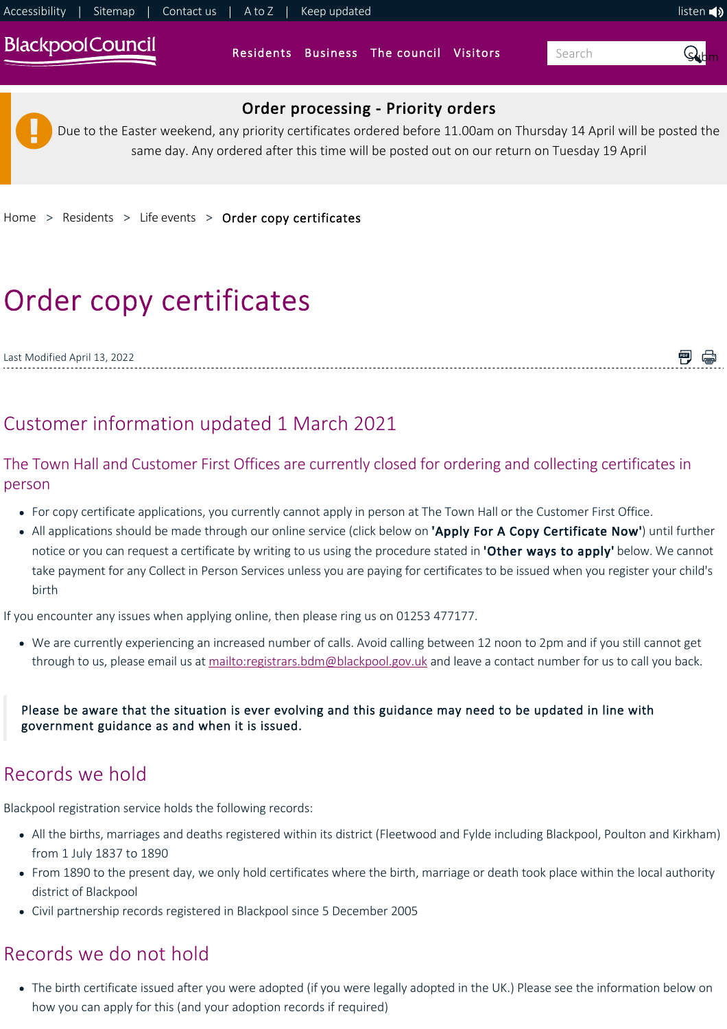Accessibility | Sitemap | Contact us | A to Z | Keep updated

listen

Residents Business The council Visitors

**Order processing - Priority orders**

Due to the Easter weekend, any priority certificates ordered before 11.00am on Thursday 14 April will be posted the same day. Any ordered after this time will be posted out on our return on Tuesday 19 April

Home > Residents > Life events > Order copy certificates

# Order copy certificates

Last Modified April 13, 2022

## Customer information updated 1 March 2021

### The Town Hall and Customer First Offices are currently closed for ordering and collecting certificates in person

- For copy certificate applications, you currently cannot apply in person at The Town Hall or the Customer First Office.
- All applications should be made through our online service (click below on **'Apply For A Copy Certificate Now'**) until further notice or you can request a certificate by writing to us using the procedure stated in **'Other ways to apply'** below. We cannot take payment for any Collect in Person Services unless you are paying for certificates to be issued when you register your child's birth

If you encounter any issues when applying online, then please ring us on 01253 477177.

- We are currently experiencing an increased number of calls. Avoid calling between 12 noon to 2pm and if you still cannot get through to us, please email us at mailto:registrars.bdm@blackpool.gov.uk and leave a contact number for us to call you back.

> Please be aware that the situation is ever evolving and this guidance may need to be updated in line with government guidance as and when it is issued.

## Records we hold

Blackpool registration service holds the following records:

- All the births, marriages and deaths registered within its district (Fleetwood and Fylde including Blackpool, Poulton and Kirkham) from 1 July 1837 to 1890
- From 1890 to the present day, we only hold certificates where the birth, marriage or death took place within the local authority district of Blackpool
- Civil partnership records registered in Blackpool since 5 December 2005

## Records we do not hold

- The birth certificate issued after you were adopted (if you were legally adopted in the UK.) Please see the information below on how you can apply for this (and your adoption records if required)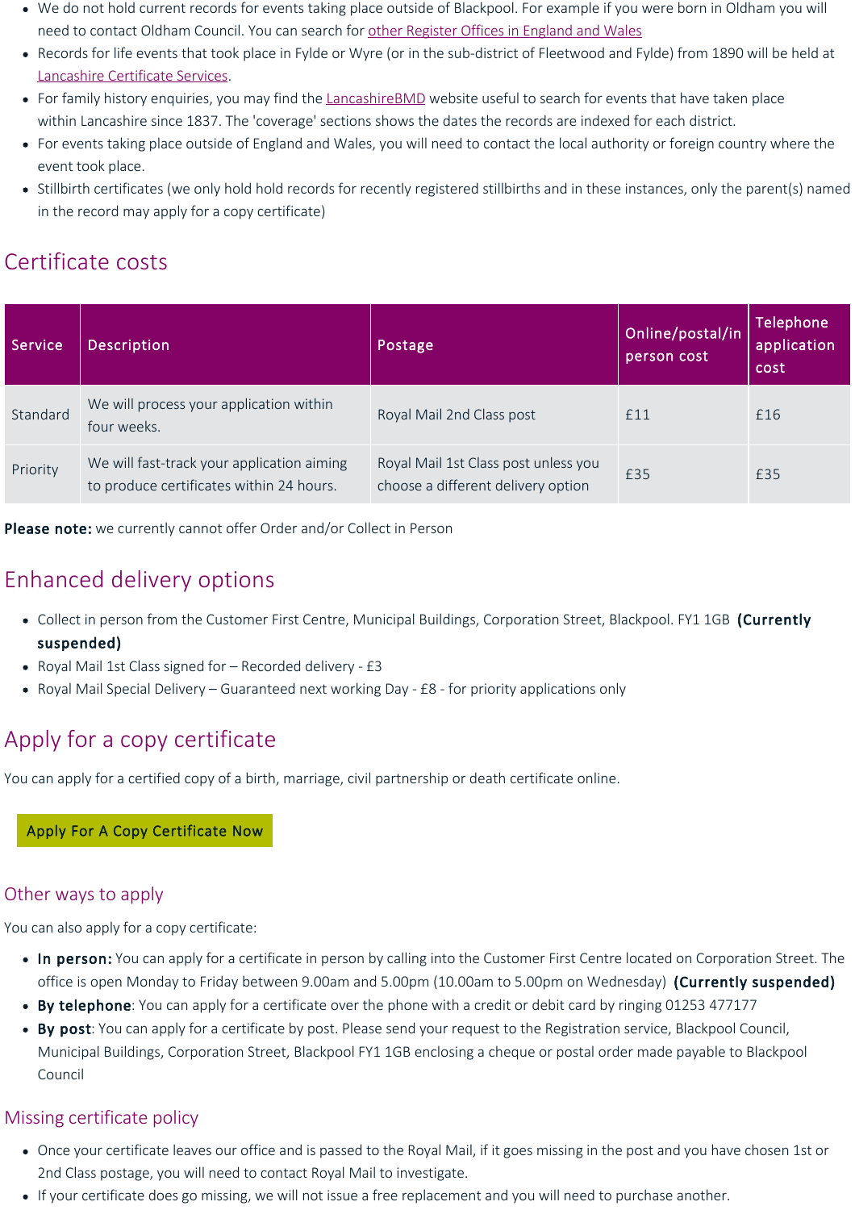- We do not hold current records for events taking place outside of Blackpool. For example if you were born in Oldham you will need to contact Oldham Council. You can search for other Register Offices in England and Wales
- Records for life events that took place in Fylde or Wyre (or in the sub-district of Fleetwood and Fylde) from 1890 will be held at Lancashire Certificate Services.
- For family history enquiries, you may find the LancashireBMD website useful to search for events that have taken place within Lancashire since 1837. The 'coverage' sections shows the dates the records are indexed for each district.
- For events taking place outside of England and Wales, you will need to contact the local authority or foreign country where the event took place.
- Stillbirth certificates (we only hold hold records for recently registered stillbirths and in these instances, only the parent(s) named in the record may apply for a copy certificate)

## Certificate costs

| Service | Description | Postage | Online/postal/in person cost | Telephone application cost |
|---|---|---|---|---|
| Standard | We will process your application within four weeks. | Royal Mail 2nd Class post | £11 | £16 |
| Priority | We will fast-track your application aiming to produce certificates within 24 hours. | Royal Mail 1st Class post unless you choose a different delivery option | £35 | £35 |

**Please note:** we currently cannot offer Order and/or Collect in Person

## Enhanced delivery options

- Collect in person from the Customer First Centre, Municipal Buildings, Corporation Street, Blackpool. FY1 1GB **(Currently suspended)**
- Royal Mail 1st Class signed for – Recorded delivery - £3
- Royal Mail Special Delivery – Guaranteed next working Day - £8 - for priority applications only

## Apply for a copy certificate

You can apply for a certified copy of a birth, marriage, civil partnership or death certificate online.

Apply For A Copy Certificate Now

### Other ways to apply

You can also apply for a copy certificate:

- **In person:** You can apply for a certificate in person by calling into the Customer First Centre located on Corporation Street. The office is open Monday to Friday between 9.00am and 5.00pm (10.00am to 5.00pm on Wednesday) **(Currently suspended)**
- **By telephone**: You can apply for a certificate over the phone with a credit or debit card by ringing 01253 477177
- **By post**: You can apply for a certificate by post. Please send your request to the Registration service, Blackpool Council, Municipal Buildings, Corporation Street, Blackpool FY1 1GB enclosing a cheque or postal order made payable to Blackpool Council

### Missing certificate policy

- Once your certificate leaves our office and is passed to the Royal Mail, if it goes missing in the post and you have chosen 1st or 2nd Class postage, you will need to contact Royal Mail to investigate.
- If your certificate does go missing, we will not issue a free replacement and you will need to purchase another.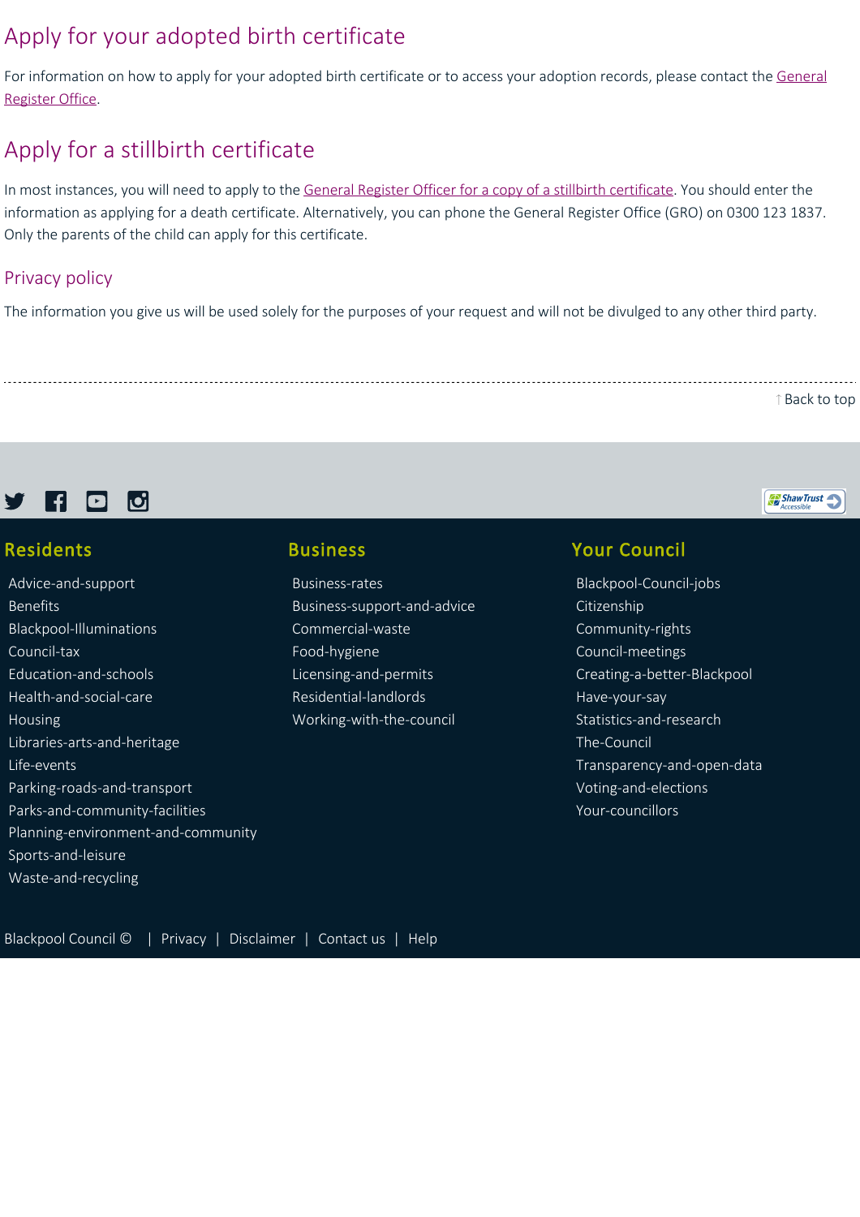## Apply for your adopted birth certificate

For information on how to apply for your adopted birth certificate or to access your adoption records, please contact the General Register Office.

## Apply for a stillbirth certificate

In most instances, you will need to apply to the General Register Officer for a copy of a stillbirth certificate. You should enter the information as applying for a death certificate. Alternatively, you can phone the General Register Office (GRO) on 0300 123 1837. Only the parents of the child can apply for this certificate.

### Privacy policy

The information you give us will be used solely for the purposes of your request and will not be divulged to any other third party.

---

↑ Back to top

### Residents

- Advice-and-support
- Benefits
- Blackpool-Illuminations
- Council-tax
- Education-and-schools
- Health-and-social-care
- Housing
- Libraries-arts-and-heritage
- Life-events
- Parking-roads-and-transport
- Parks-and-community-facilities
- Planning-environment-and-community
- Sports-and-leisure
- Waste-and-recycling

### Business

- Business-rates
- Business-support-and-advice
- Commercial-waste
- Food-hygiene
- Licensing-and-permits
- Residential-landlords
- Working-with-the-council

### Your Council

- Blackpool-Council-jobs
- Citizenship
- Community-rights
- Council-meetings
- Creating-a-better-Blackpool
- Have-your-say
- Statistics-and-research
- The-Council
- Transparency-and-open-data
- Voting-and-elections
- Your-councillors

Blackpool Council © | Privacy | Disclaimer | Contact us | Help